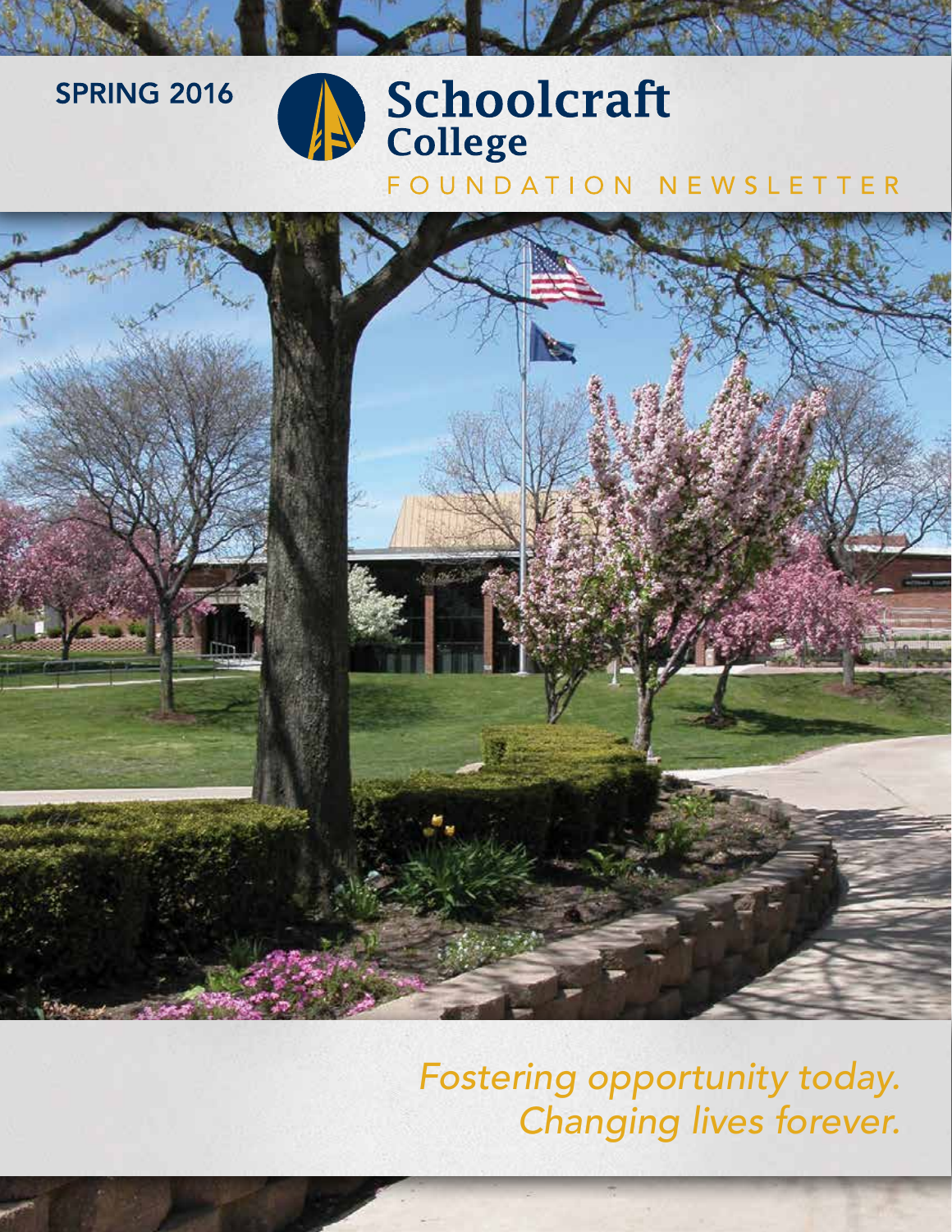SPRING 2016

# Schoolcraft College

## FOUNDATION NEWSLETTER

*Fostering opportunity today.*
*Changing lives forever.*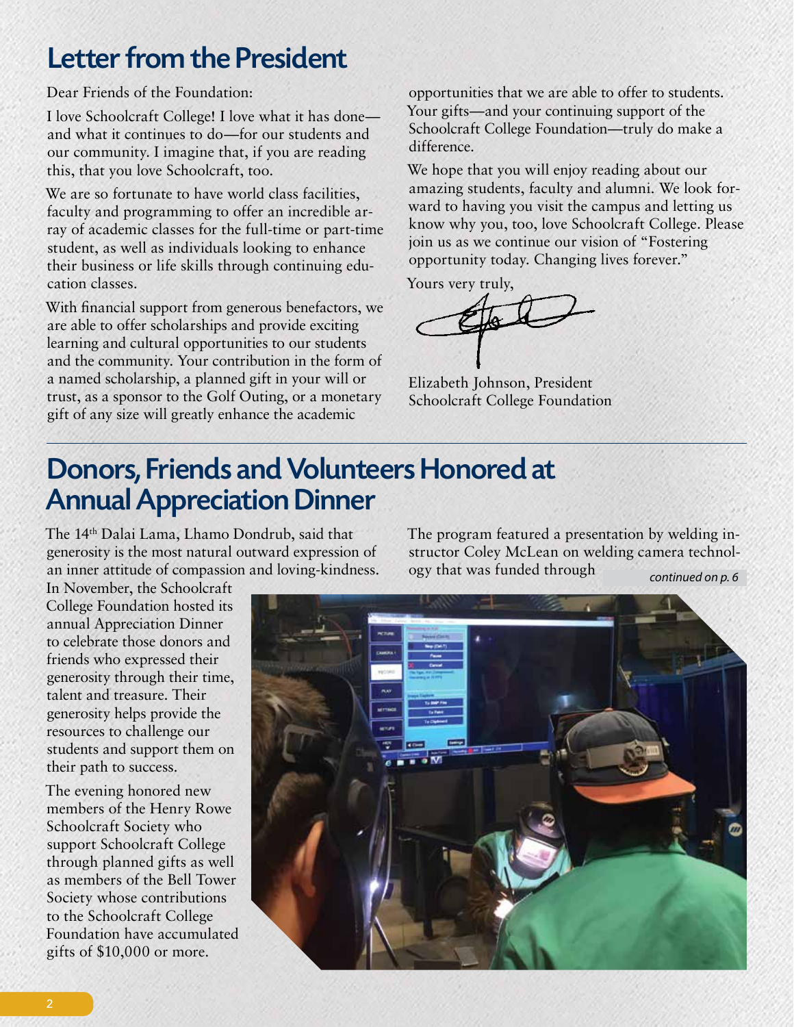# Letter from the President

Dear Friends of the Foundation:

I love Schoolcraft College! I love what it has done—and what it continues to do—for our students and our community. I imagine that, if you are reading this, that you love Schoolcraft, too.

We are so fortunate to have world class facilities, faculty and programming to offer an incredible array of academic classes for the full-time or part-time student, as well as individuals looking to enhance their business or life skills through continuing education classes.

With financial support from generous benefactors, we are able to offer scholarships and provide exciting learning and cultural opportunities to our students and the community. Your contribution in the form of a named scholarship, a planned gift in your will or trust, as a sponsor to the Golf Outing, or a monetary gift of any size will greatly enhance the academic opportunities that we are able to offer to students. Your gifts—and your continuing support of the Schoolcraft College Foundation—truly do make a difference.

We hope that you will enjoy reading about our amazing students, faculty and alumni. We look forward to having you visit the campus and letting us know why you, too, love Schoolcraft College. Please join us as we continue our vision of "Fostering opportunity today. Changing lives forever."

Yours very truly,

Elizabeth Johnson, President
Schoolcraft College Foundation

# Donors, Friends and Volunteers Honored at Annual Appreciation Dinner

The 14th Dalai Lama, Lhamo Dondrub, said that generosity is the most natural outward expression of an inner attitude of compassion and loving-kindness.

In November, the Schoolcraft College Foundation hosted its annual Appreciation Dinner to celebrate those donors and friends who expressed their generosity through their time, talent and treasure. Their generosity helps provide the resources to challenge our students and support them on their path to success.

The evening honored new members of the Henry Rowe Schoolcraft Society who support Schoolcraft College through planned gifts as well as members of the Bell Tower Society whose contributions to the Schoolcraft College Foundation have accumulated gifts of $10,000 or more.

The program featured a presentation by welding instructor Coley McLean on welding camera technology that was funded through

*continued on p. 6*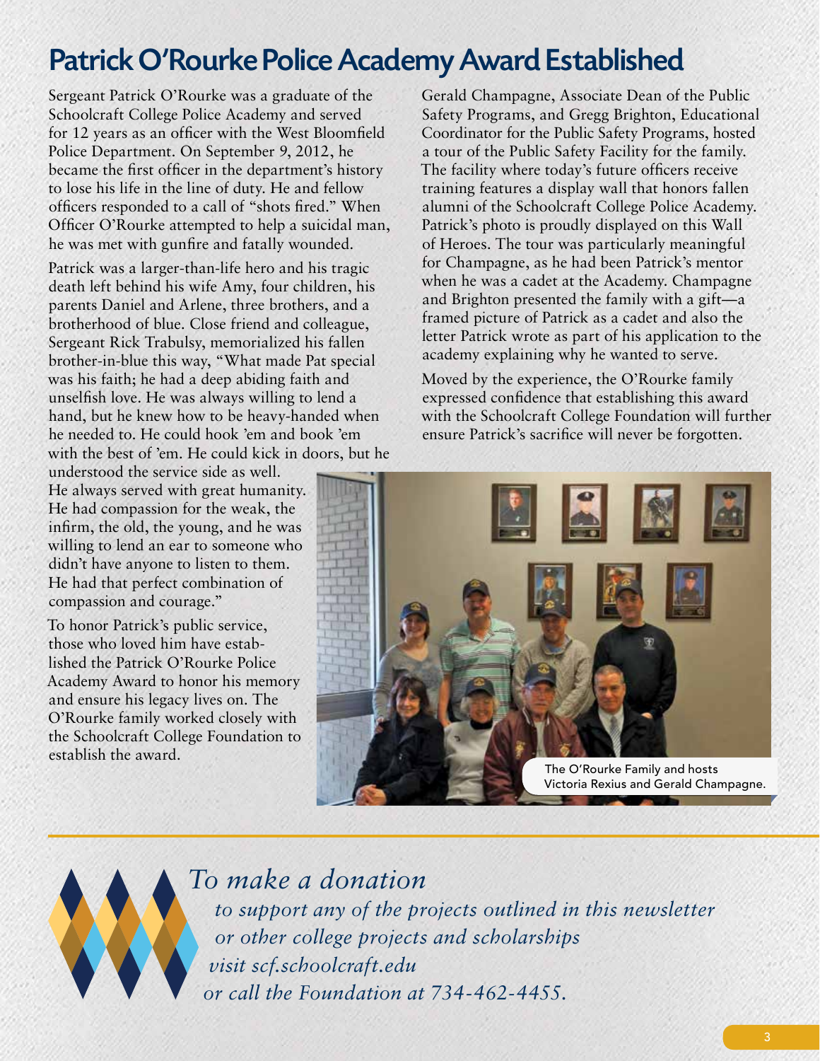# Patrick O'Rourke Police Academy Award Established

Sergeant Patrick O'Rourke was a graduate of the Schoolcraft College Police Academy and served for 12 years as an officer with the West Bloomfield Police Department. On September 9, 2012, he became the first officer in the department's history to lose his life in the line of duty. He and fellow officers responded to a call of "shots fired." When Officer O'Rourke attempted to help a suicidal man, he was met with gunfire and fatally wounded.

Patrick was a larger-than-life hero and his tragic death left behind his wife Amy, four children, his parents Daniel and Arlene, three brothers, and a brotherhood of blue. Close friend and colleague, Sergeant Rick Trabulsy, memorialized his fallen brother-in-blue this way, "What made Pat special was his faith; he had a deep abiding faith and unselfish love. He was always willing to lend a hand, but he knew how to be heavy-handed when he needed to. He could hook 'em and book 'em with the best of 'em. He could kick in doors, but he understood the service side as well. He always served with great humanity. He had compassion for the weak, the infirm, the old, the young, and he was willing to lend an ear to someone who didn't have anyone to listen to them. He had that perfect combination of compassion and courage."

To honor Patrick's public service, those who loved him have established the Patrick O'Rourke Police Academy Award to honor his memory and ensure his legacy lives on. The O'Rourke family worked closely with the Schoolcraft College Foundation to establish the award.

Gerald Champagne, Associate Dean of the Public Safety Programs, and Gregg Brighton, Educational Coordinator for the Public Safety Programs, hosted a tour of the Public Safety Facility for the family. The facility where today's future officers receive training features a display wall that honors fallen alumni of the Schoolcraft College Police Academy. Patrick's photo is proudly displayed on this Wall of Heroes. The tour was particularly meaningful for Champagne, as he had been Patrick's mentor when he was a cadet at the Academy. Champagne and Brighton presented the family with a gift—a framed picture of Patrick as a cadet and also the letter Patrick wrote as part of his application to the academy explaining why he wanted to serve.

Moved by the experience, the O'Rourke family expressed confidence that establishing this award with the Schoolcraft College Foundation will further ensure Patrick's sacrifice will never be forgotten.

The O'Rourke Family and hosts Victoria Rexius and Gerald Champagne.

*To make a donation to support any of the projects outlined in this newsletter or other college projects and scholarships visit scf.schoolcraft.edu or call the Foundation at 734-462-4455.*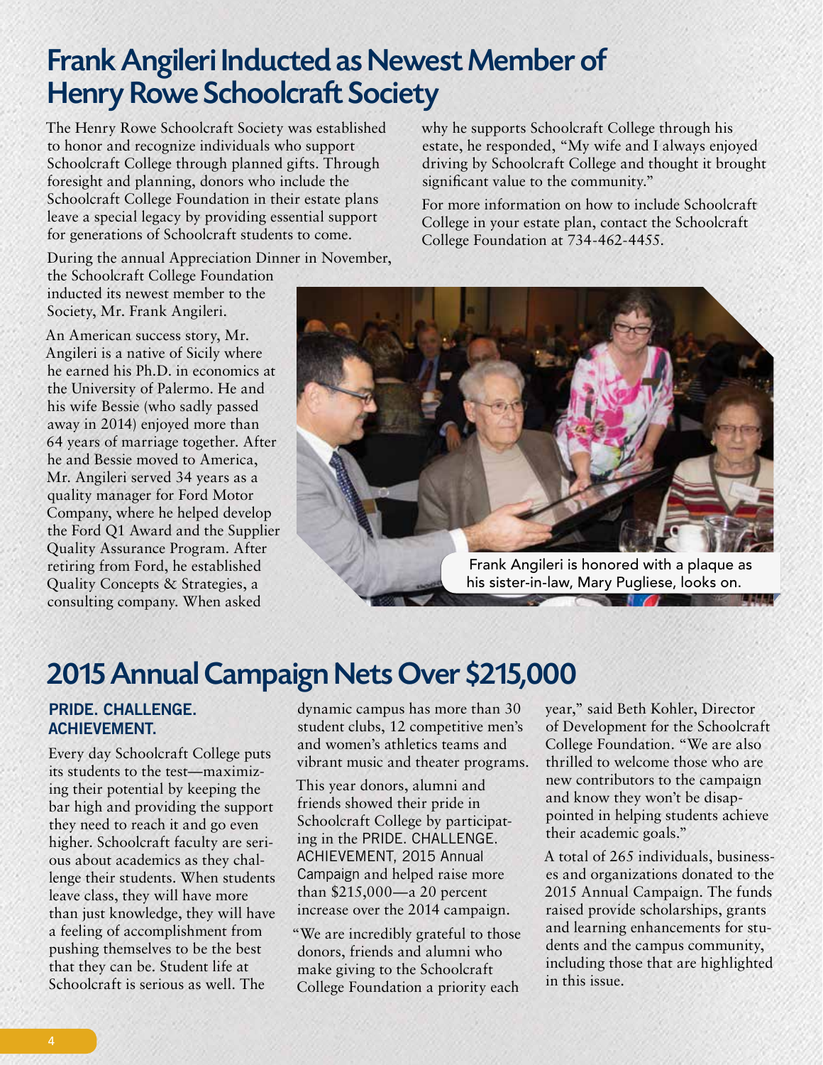# Frank Angileri Inducted as Newest Member of Henry Rowe Schoolcraft Society

The Henry Rowe Schoolcraft Society was established to honor and recognize individuals who support Schoolcraft College through planned gifts. Through foresight and planning, donors who include the Schoolcraft College Foundation in their estate plans leave a special legacy by providing essential support for generations of Schoolcraft students to come.

During the annual Appreciation Dinner in November, the Schoolcraft College Foundation inducted its newest member to the Society, Mr. Frank Angileri.

An American success story, Mr. Angileri is a native of Sicily where he earned his Ph.D. in economics at the University of Palermo. He and his wife Bessie (who sadly passed away in 2014) enjoyed more than 64 years of marriage together. After he and Bessie moved to America, Mr. Angileri served 34 years as a quality manager for Ford Motor Company, where he helped develop the Ford Q1 Award and the Supplier Quality Assurance Program. After retiring from Ford, he established Quality Concepts & Strategies, a consulting company. When asked why he supports Schoolcraft College through his estate, he responded, "My wife and I always enjoyed driving by Schoolcraft College and thought it brought significant value to the community."

For more information on how to include Schoolcraft College in your estate plan, contact the Schoolcraft College Foundation at 734-462-4455.

Frank Angileri is honored with a plaque as his sister-in-law, Mary Pugliese, looks on.

# 2015 Annual Campaign Nets Over $215,000

### PRIDE. CHALLENGE. ACHIEVEMENT.

Every day Schoolcraft College puts its students to the test—maximizing their potential by keeping the bar high and providing the support they need to reach it and go even higher. Schoolcraft faculty are serious about academics as they challenge their students. When students leave class, they will have more than just knowledge, they will have a feeling of accomplishment from pushing themselves to be the best that they can be. Student life at Schoolcraft is serious as well. The dynamic campus has more than 30 student clubs, 12 competitive men's and women's athletics teams and vibrant music and theater programs.

This year donors, alumni and friends showed their pride in Schoolcraft College by participating in the PRIDE. CHALLENGE. ACHIEVEMENT, 2015 Annual Campaign and helped raise more than $215,000—a 20 percent increase over the 2014 campaign.

"We are incredibly grateful to those donors, friends and alumni who make giving to the Schoolcraft College Foundation a priority each year," said Beth Kohler, Director of Development for the Schoolcraft College Foundation. "We are also thrilled to welcome those who are new contributors to the campaign and know they won't be disappointed in helping students achieve their academic goals."

A total of 265 individuals, businesses and organizations donated to the 2015 Annual Campaign. The funds raised provide scholarships, grants and learning enhancements for students and the campus community, including those that are highlighted in this issue.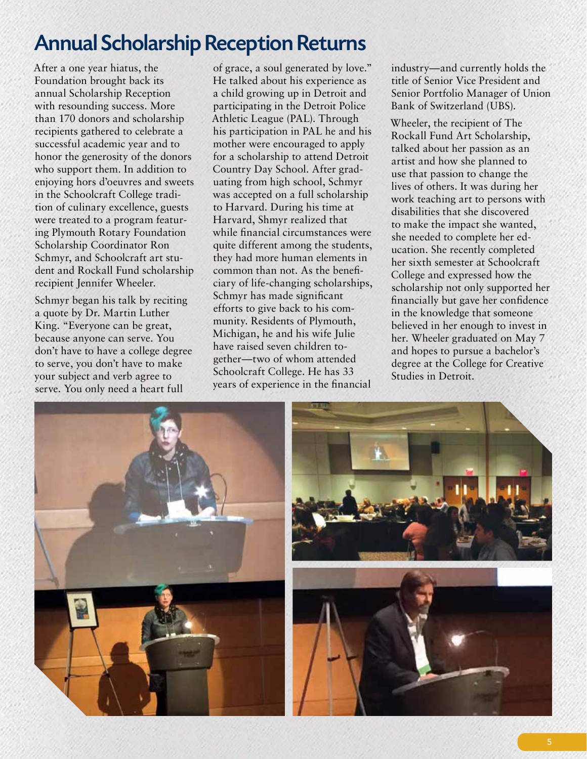# Annual Scholarship Reception Returns

After a one year hiatus, the Foundation brought back its annual Scholarship Reception with resounding success. More than 170 donors and scholarship recipients gathered to celebrate a successful academic year and to honor the generosity of the donors who support them. In addition to enjoying hors d'oeuvres and sweets in the Schoolcraft College tradition of culinary excellence, guests were treated to a program featuring Plymouth Rotary Foundation Scholarship Coordinator Ron Schmyr, and Schoolcraft art student and Rockall Fund scholarship recipient Jennifer Wheeler.

Schmyr began his talk by reciting a quote by Dr. Martin Luther King. "Everyone can be great, because anyone can serve. You don't have to have a college degree to serve, you don't have to make your subject and verb agree to serve. You only need a heart full of grace, a soul generated by love." He talked about his experience as a child growing up in Detroit and participating in the Detroit Police Athletic League (PAL). Through his participation in PAL he and his mother were encouraged to apply for a scholarship to attend Detroit Country Day School. After graduating from high school, Schmyr was accepted on a full scholarship to Harvard. During his time at Harvard, Shmyr realized that while financial circumstances were quite different among the students, they had more human elements in common than not. As the beneficiary of life-changing scholarships, Schmyr has made significant efforts to give back to his community. Residents of Plymouth, Michigan, he and his wife Julie have raised seven children together—two of whom attended Schoolcraft College. He has 33 years of experience in the financial industry—and currently holds the title of Senior Vice President and Senior Portfolio Manager of Union Bank of Switzerland (UBS).

Wheeler, the recipient of The Rockall Fund Art Scholarship, talked about her passion as an artist and how she planned to use that passion to change the lives of others. It was during her work teaching art to persons with disabilities that she discovered to make the impact she wanted, she needed to complete her education. She recently completed her sixth semester at Schoolcraft College and expressed how the scholarship not only supported her financially but gave her confidence in the knowledge that someone believed in her enough to invest in her. Wheeler graduated on May 7 and hopes to pursue a bachelor's degree at the College for Creative Studies in Detroit.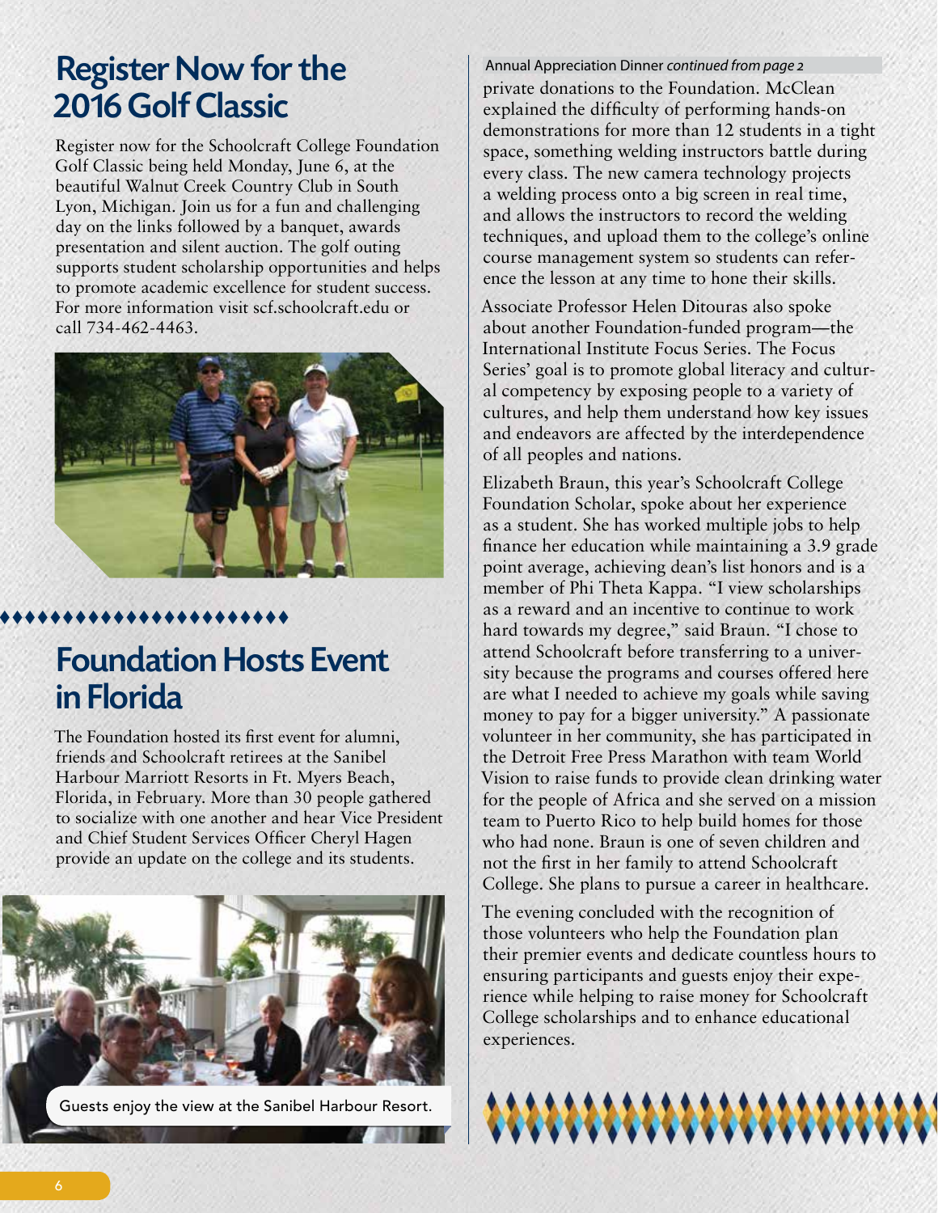## Register Now for the 2016 Golf Classic

Register now for the Schoolcraft College Foundation Golf Classic being held Monday, June 6, at the beautiful Walnut Creek Country Club in South Lyon, Michigan. Join us for a fun and challenging day on the links followed by a banquet, awards presentation and silent auction. The golf outing supports student scholarship opportunities and helps to promote academic excellence for student success. For more information visit scf.schoolcraft.edu or call 734-462-4463.

## Foundation Hosts Event in Florida

The Foundation hosted its first event for alumni, friends and Schoolcraft retirees at the Sanibel Harbour Marriott Resorts in Ft. Myers Beach, Florida, in February. More than 30 people gathered to socialize with one another and hear Vice President and Chief Student Services Officer Cheryl Hagen provide an update on the college and its students.

Guests enjoy the view at the Sanibel Harbour Resort.

Annual Appreciation Dinner *continued from page 2*

private donations to the Foundation. McClean explained the difficulty of performing hands-on demonstrations for more than 12 students in a tight space, something welding instructors battle during every class. The new camera technology projects a welding process onto a big screen in real time, and allows the instructors to record the welding techniques, and upload them to the college's online course management system so students can reference the lesson at any time to hone their skills.

Associate Professor Helen Ditouras also spoke about another Foundation-funded program—the International Institute Focus Series. The Focus Series' goal is to promote global literacy and cultural competency by exposing people to a variety of cultures, and help them understand how key issues and endeavors are affected by the interdependence of all peoples and nations.

Elizabeth Braun, this year's Schoolcraft College Foundation Scholar, spoke about her experience as a student. She has worked multiple jobs to help finance her education while maintaining a 3.9 grade point average, achieving dean's list honors and is a member of Phi Theta Kappa. "I view scholarships as a reward and an incentive to continue to work hard towards my degree," said Braun. "I chose to attend Schoolcraft before transferring to a university because the programs and courses offered here are what I needed to achieve my goals while saving money to pay for a bigger university." A passionate volunteer in her community, she has participated in the Detroit Free Press Marathon with team World Vision to raise funds to provide clean drinking water for the people of Africa and she served on a mission team to Puerto Rico to help build homes for those who had none. Braun is one of seven children and not the first in her family to attend Schoolcraft College. She plans to pursue a career in healthcare.

The evening concluded with the recognition of those volunteers who help the Foundation plan their premier events and dedicate countless hours to ensuring participants and guests enjoy their experience while helping to raise money for Schoolcraft College scholarships and to enhance educational experiences.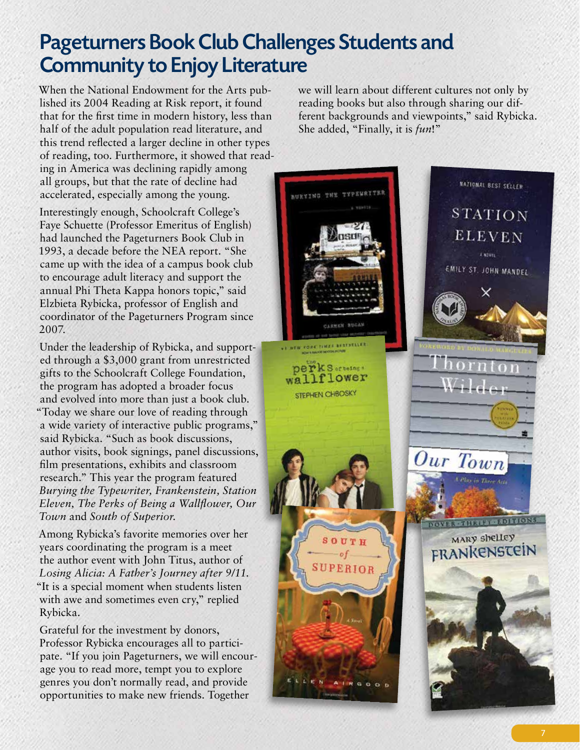# Pageturners Book Club Challenges Students and Community to Enjoy Literature

When the National Endowment for the Arts published its 2004 Reading at Risk report, it found that for the first time in modern history, less than half of the adult population read literature, and this trend reflected a larger decline in other types of reading, too. Furthermore, it showed that reading in America was declining rapidly among all groups, but that the rate of decline had accelerated, especially among the young.

Interestingly enough, Schoolcraft College's Faye Schuette (Professor Emeritus of English) had launched the Pageturners Book Club in 1993, a decade before the NEA report. "She came up with the idea of a campus book club to encourage adult literacy and support the annual Phi Theta Kappa honors topic," said Elzbieta Rybicka, professor of English and coordinator of the Pageturners Program since 2007.

Under the leadership of Rybicka, and supported through a $3,000 grant from unrestricted gifts to the Schoolcraft College Foundation, the program has adopted a broader focus and evolved into more than just a book club. "Today we share our love of reading through a wide variety of interactive public programs," said Rybicka. "Such as book discussions, author visits, book signings, panel discussions, film presentations, exhibits and classroom research." This year the program featured *Burying the Typewriter, Frankenstein, Station Eleven, The Perks of Being a Wallflower, Our Town* and *South of Superior.*

Among Rybicka's favorite memories over her years coordinating the program is a meet the author event with John Titus, author of *Losing Alicia: A Father's Journey after 9/11.* "It is a special moment when students listen with awe and sometimes even cry," replied Rybicka.

Grateful for the investment by donors, Professor Rybicka encourages all to participate. "If you join Pageturners, we will encourage you to read more, tempt you to explore genres you don't normally read, and provide opportunities to make new friends. Together we will learn about different cultures not only by reading books but also through sharing our different backgrounds and viewpoints," said Rybicka. She added, "Finally, it is *fun*!"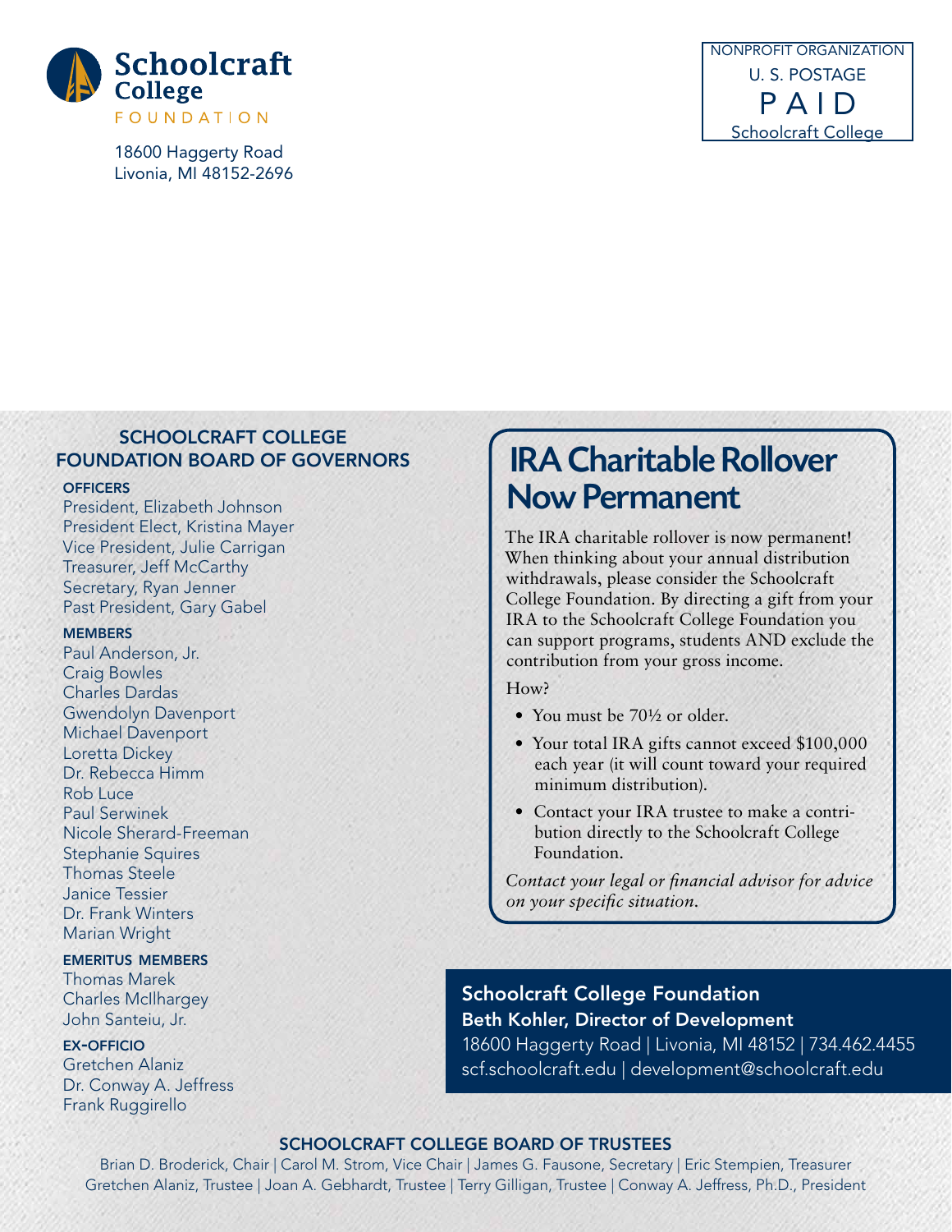Schoolcraft College
FOUNDATION

18600 Haggerty Road
Livonia, MI 48152-2696

NONPROFIT ORGANIZATION
U. S. POSTAGE
PAID
Schoolcraft College

## SCHOOLCRAFT COLLEGE FOUNDATION BOARD OF GOVERNORS

**OFFICERS**

President, Elizabeth Johnson
President Elect, Kristina Mayer
Vice President, Julie Carrigan
Treasurer, Jeff McCarthy
Secretary, Ryan Jenner
Past President, Gary Gabel

**MEMBERS**

Paul Anderson, Jr.
Craig Bowles
Charles Dardas
Gwendolyn Davenport
Michael Davenport
Loretta Dickey
Dr. Rebecca Himm
Rob Luce
Paul Serwinek
Nicole Sherard-Freeman
Stephanie Squires
Thomas Steele
Janice Tessier
Dr. Frank Winters
Marian Wright

**EMERITUS MEMBERS**

Thomas Marek
Charles McIlhargey
John Santeiu, Jr.

**EX-OFFICIO**

Gretchen Alaniz
Dr. Conway A. Jeffress
Frank Ruggirello

## IRA Charitable Rollover Now Permanent

The IRA charitable rollover is now permanent! When thinking about your annual distribution withdrawals, please consider the Schoolcraft College Foundation. By directing a gift from your IRA to the Schoolcraft College Foundation you can support programs, students AND exclude the contribution from your gross income.

How?

- You must be 70½ or older.
- Your total IRA gifts cannot exceed $100,000 each year (it will count toward your required minimum distribution).
- Contact your IRA trustee to make a contribution directly to the Schoolcraft College Foundation.

*Contact your legal or financial advisor for advice on your specific situation.*

**Schoolcraft College Foundation**
**Beth Kohler, Director of Development**
18600 Haggerty Road | Livonia, MI 48152 | 734.462.4455
scf.schoolcraft.edu | development@schoolcraft.edu

## SCHOOLCRAFT COLLEGE BOARD OF TRUSTEES

Brian D. Broderick, Chair | Carol M. Strom, Vice Chair | James G. Fausone, Secretary | Eric Stempien, Treasurer
Gretchen Alaniz, Trustee | Joan A. Gebhardt, Trustee | Terry Gilligan, Trustee | Conway A. Jeffress, Ph.D., President